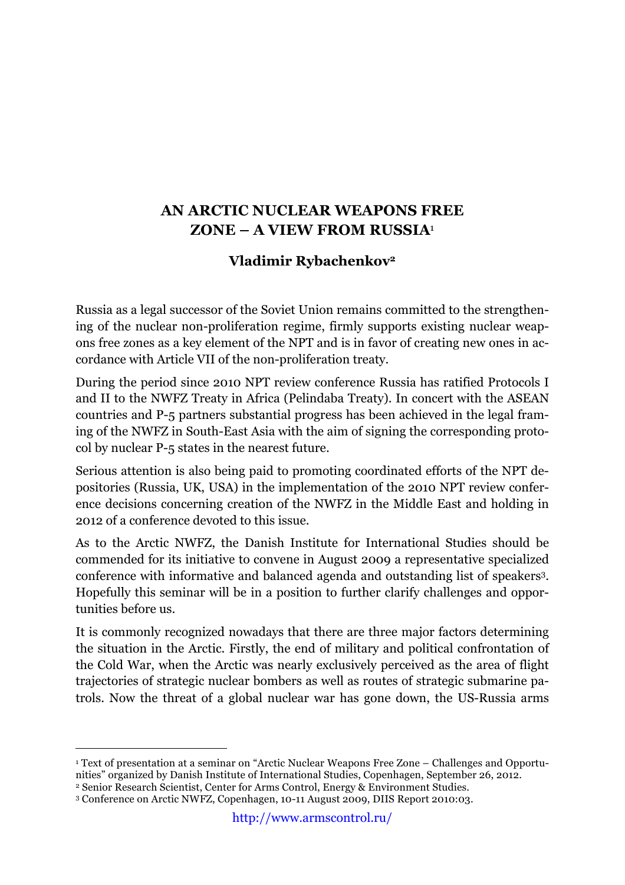# AN ARCTIC NUCLEAR WEAPONS FREE ZONE – A VIEW FROM RUSSIA[1]

### Vladimir Rybachenkov[2]

Russia as a legal successor of the Soviet Union remains committed to the strengthening of the nuclear non-proliferation regime, firmly supports existing nuclear weapons free zones as a key element of the NPT and is in favor of creating new ones in accordance with Article VII of the non-proliferation treaty.

During the period since 2010 NPT review conference Russia has ratified Protocols I and II to the NWFZ Treaty in Africa (Pelindaba Treaty). In concert with the ASEAN countries and P-5 partners substantial progress has been achieved in the legal framing of the NWFZ in South-East Asia with the aim of signing the corresponding protocol by nuclear P-5 states in the nearest future.

Serious attention is also being paid to promoting coordinated efforts of the NPT depositories (Russia, UK, USA) in the implementation of the 2010 NPT review conference decisions concerning creation of the NWFZ in the Middle East and holding in 2012 of a conference devoted to this issue.

As to the Arctic NWFZ, the Danish Institute for International Studies should be commended for its initiative to convene in August 2009 a representative specialized conference with informative and balanced agenda and outstanding list of speakers[3]. Hopefully this seminar will be in a position to further clarify challenges and opportunities before us.

It is commonly recognized nowadays that there are three major factors determining the situation in the Arctic. Firstly, the end of military and political confrontation of the Cold War, when the Arctic was nearly exclusively perceived as the area of flight trajectories of strategic nuclear bombers as well as routes of strategic submarine patrols. Now the threat of a global nuclear war has gone down, the US-Russia arms

---

[1] Text of presentation at a seminar on "Arctic Nuclear Weapons Free Zone – Challenges and Opportunities" organized by Danish Institute of International Studies, Copenhagen, September 26, 2012.

[2] Senior Research Scientist, Center for Arms Control, Energy & Environment Studies.

[3] Conference on Arctic NWFZ, Copenhagen, 10-11 August 2009, DIIS Report 2010:03.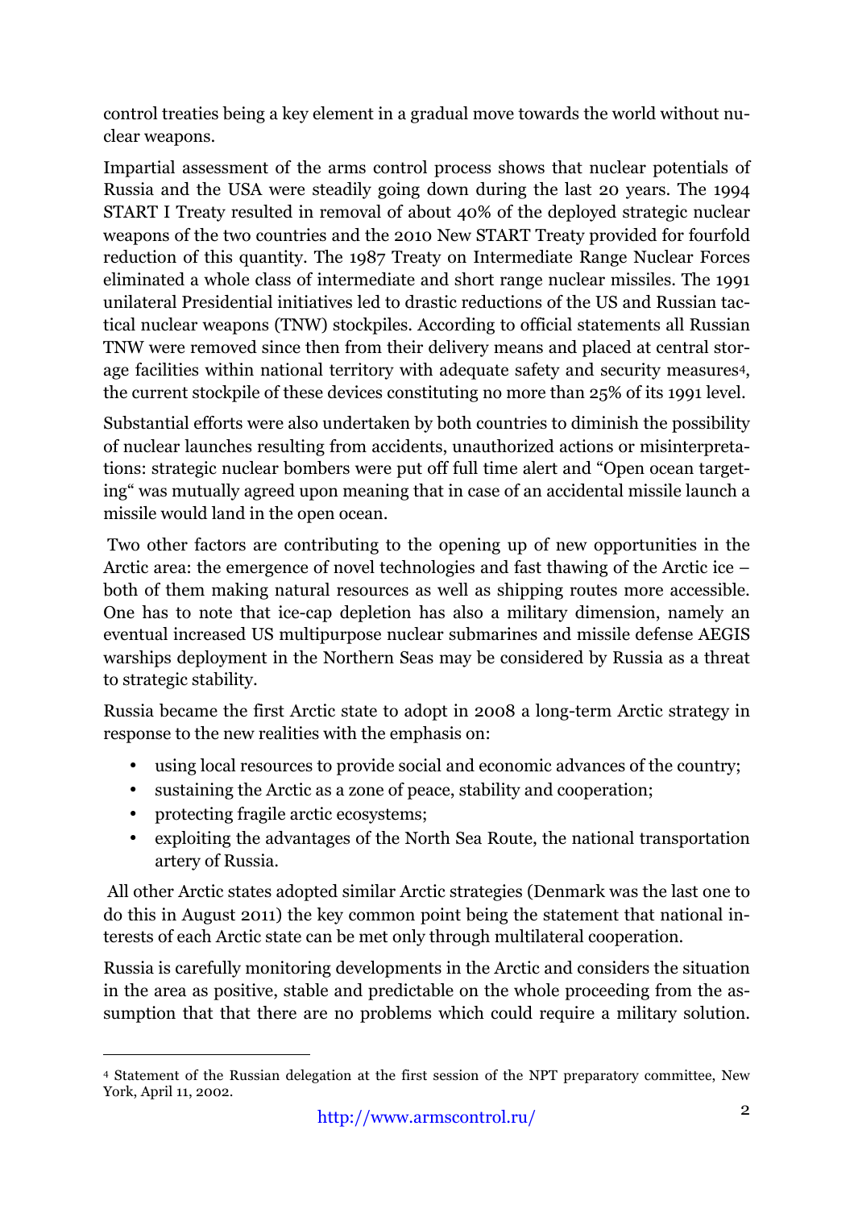control treaties being a key element in a gradual move towards the world without nuclear weapons.

Impartial assessment of the arms control process shows that nuclear potentials of Russia and the USA were steadily going down during the last 20 years. The 1994 START I Treaty resulted in removal of about 40% of the deployed strategic nuclear weapons of the two countries and the 2010 New START Treaty provided for fourfold reduction of this quantity. The 1987 Treaty on Intermediate Range Nuclear Forces eliminated a whole class of intermediate and short range nuclear missiles. The 1991 unilateral Presidential initiatives led to drastic reductions of the US and Russian tactical nuclear weapons (TNW) stockpiles. According to official statements all Russian TNW were removed since then from their delivery means and placed at central storage facilities within national territory with adequate safety and security measures[4], the current stockpile of these devices constituting no more than 25% of its 1991 level.

Substantial efforts were also undertaken by both countries to diminish the possibility of nuclear launches resulting from accidents, unauthorized actions or misinterpretations: strategic nuclear bombers were put off full time alert and "Open ocean targeting" was mutually agreed upon meaning that in case of an accidental missile launch a missile would land in the open ocean.

Two other factors are contributing to the opening up of new opportunities in the Arctic area: the emergence of novel technologies and fast thawing of the Arctic ice – both of them making natural resources as well as shipping routes more accessible. One has to note that ice-cap depletion has also a military dimension, namely an eventual increased US multipurpose nuclear submarines and missile defense AEGIS warships deployment in the Northern Seas may be considered by Russia as a threat to strategic stability.

Russia became the first Arctic state to adopt in 2008 a long-term Arctic strategy in response to the new realities with the emphasis on:

- using local resources to provide social and economic advances of the country;
- sustaining the Arctic as a zone of peace, stability and cooperation;
- protecting fragile arctic ecosystems;
- exploiting the advantages of the North Sea Route, the national transportation artery of Russia.

All other Arctic states adopted similar Arctic strategies (Denmark was the last one to do this in August 2011) the key common point being the statement that national interests of each Arctic state can be met only through multilateral cooperation.

Russia is carefully monitoring developments in the Arctic and considers the situation in the area as positive, stable and predictable on the whole proceeding from the assumption that that there are no problems which could require a military solution.

[4] Statement of the Russian delegation at the first session of the NPT preparatory committee, New York, April 11, 2002.

http://www.armscontrol.ru/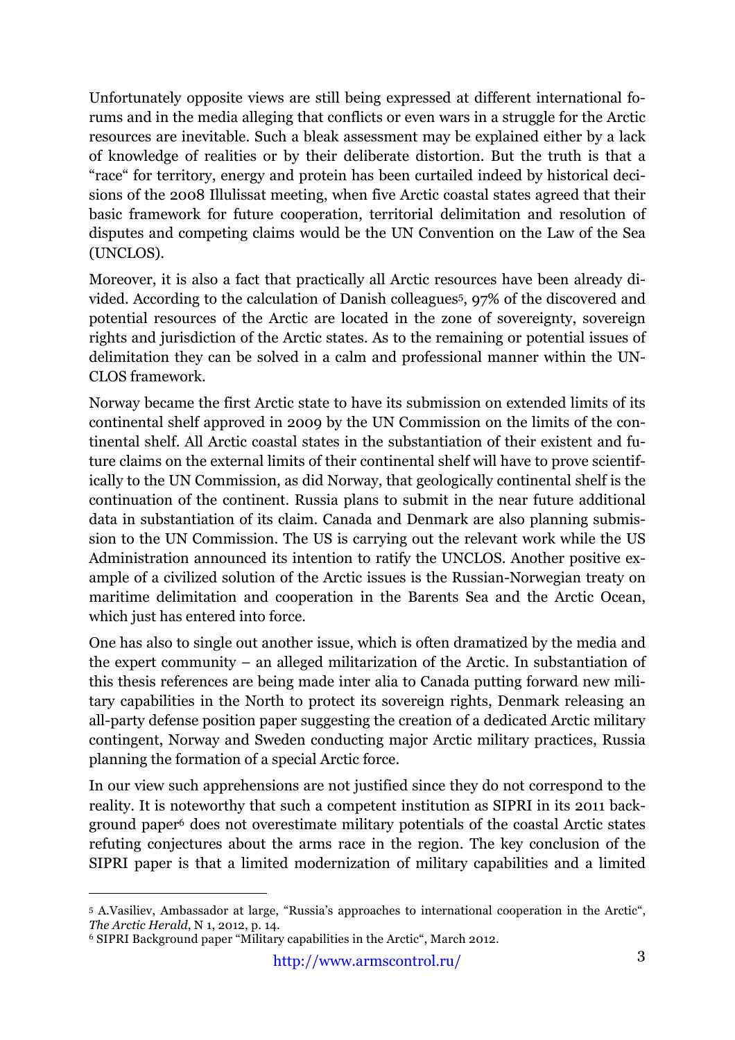Unfortunately opposite views are still being expressed at different international forums and in the media alleging that conflicts or even wars in a struggle for the Arctic resources are inevitable. Such a bleak assessment may be explained either by a lack of knowledge of realities or by their deliberate distortion. But the truth is that a "race" for territory, energy and protein has been curtailed indeed by historical decisions of the 2008 Illulissat meeting, when five Arctic coastal states agreed that their basic framework for future cooperation, territorial delimitation and resolution of disputes and competing claims would be the UN Convention on the Law of the Sea (UNCLOS).

Moreover, it is also a fact that practically all Arctic resources have been already divided. According to the calculation of Danish colleagues[5], 97% of the discovered and potential resources of the Arctic are located in the zone of sovereignty, sovereign rights and jurisdiction of the Arctic states. As to the remaining or potential issues of delimitation they can be solved in a calm and professional manner within the UNCLOS framework.

Norway became the first Arctic state to have its submission on extended limits of its continental shelf approved in 2009 by the UN Commission on the limits of the continental shelf. All Arctic coastal states in the substantiation of their existent and future claims on the external limits of their continental shelf will have to prove scientifically to the UN Commission, as did Norway, that geologically continental shelf is the continuation of the continent. Russia plans to submit in the near future additional data in substantiation of its claim. Canada and Denmark are also planning submission to the UN Commission. The US is carrying out the relevant work while the US Administration announced its intention to ratify the UNCLOS. Another positive example of a civilized solution of the Arctic issues is the Russian-Norwegian treaty on maritime delimitation and cooperation in the Barents Sea and the Arctic Ocean, which just has entered into force.

One has also to single out another issue, which is often dramatized by the media and the expert community – an alleged militarization of the Arctic. In substantiation of this thesis references are being made inter alia to Canada putting forward new military capabilities in the North to protect its sovereign rights, Denmark releasing an all-party defense position paper suggesting the creation of a dedicated Arctic military contingent, Norway and Sweden conducting major Arctic military practices, Russia planning the formation of a special Arctic force.

In our view such apprehensions are not justified since they do not correspond to the reality. It is noteworthy that such a competent institution as SIPRI in its 2011 background paper[6] does not overestimate military potentials of the coastal Arctic states refuting conjectures about the arms race in the region. The key conclusion of the SIPRI paper is that a limited modernization of military capabilities and a limited

---

[5] A.Vasiliev, Ambassador at large, "Russia's approaches to international cooperation in the Arctic", *The Arctic Herald*, N 1, 2012, p. 14.

[6] SIPRI Background paper "Military capabilities in the Arctic", March 2012.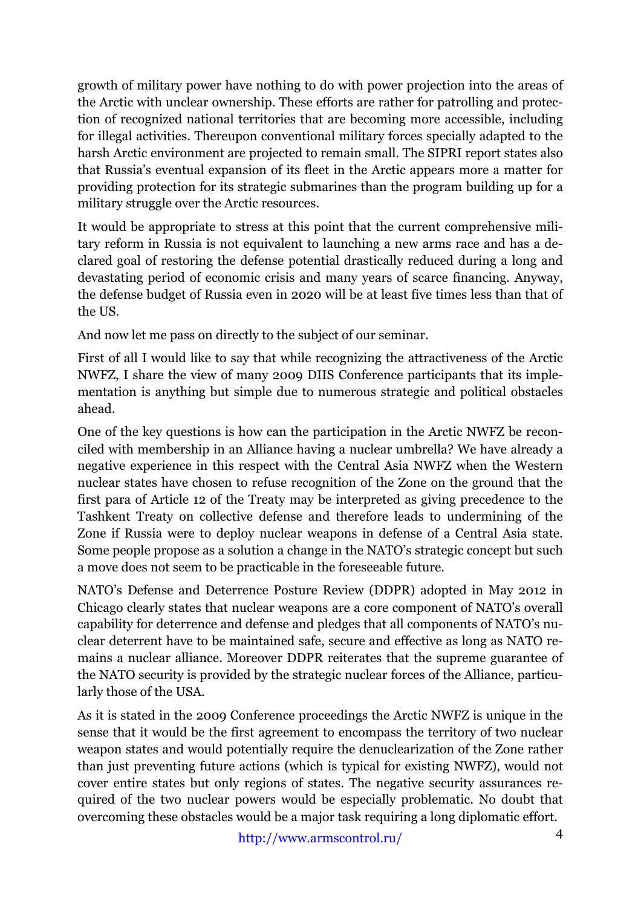growth of military power have nothing to do with power projection into the areas of the Arctic with unclear ownership. These efforts are rather for patrolling and protection of recognized national territories that are becoming more accessible, including for illegal activities. Thereupon conventional military forces specially adapted to the harsh Arctic environment are projected to remain small. The SIPRI report states also that Russia's eventual expansion of its fleet in the Arctic appears more a matter for providing protection for its strategic submarines than the program building up for a military struggle over the Arctic resources.

It would be appropriate to stress at this point that the current comprehensive military reform in Russia is not equivalent to launching a new arms race and has a declared goal of restoring the defense potential drastically reduced during a long and devastating period of economic crisis and many years of scarce financing. Anyway, the defense budget of Russia even in 2020 will be at least five times less than that of the US.

And now let me pass on directly to the subject of our seminar.

First of all I would like to say that while recognizing the attractiveness of the Arctic NWFZ, I share the view of many 2009 DIIS Conference participants that its implementation is anything but simple due to numerous strategic and political obstacles ahead.

One of the key questions is how can the participation in the Arctic NWFZ be reconciled with membership in an Alliance having a nuclear umbrella? We have already a negative experience in this respect with the Central Asia NWFZ when the Western nuclear states have chosen to refuse recognition of the Zone on the ground that the first para of Article 12 of the Treaty may be interpreted as giving precedence to the Tashkent Treaty on collective defense and therefore leads to undermining of the Zone if Russia were to deploy nuclear weapons in defense of a Central Asia state. Some people propose as a solution a change in the NATO's strategic concept but such a move does not seem to be practicable in the foreseeable future.

NATO's Defense and Deterrence Posture Review (DDPR) adopted in May 2012 in Chicago clearly states that nuclear weapons are a core component of NATO's overall capability for deterrence and defense and pledges that all components of NATO's nuclear deterrent have to be maintained safe, secure and effective as long as NATO remains a nuclear alliance. Moreover DDPR reiterates that the supreme guarantee of the NATO security is provided by the strategic nuclear forces of the Alliance, particularly those of the USA.

As it is stated in the 2009 Conference proceedings the Arctic NWFZ is unique in the sense that it would be the first agreement to encompass the territory of two nuclear weapon states and would potentially require the denuclearization of the Zone rather than just preventing future actions (which is typical for existing NWFZ), would not cover entire states but only regions of states. The negative security assurances required of the two nuclear powers would be especially problematic. No doubt that overcoming these obstacles would be a major task requiring a long diplomatic effort.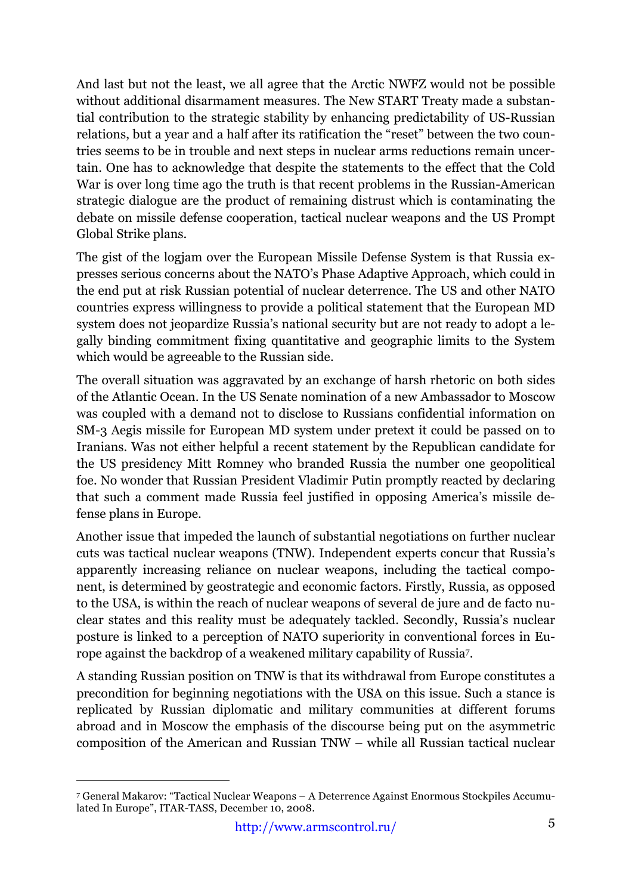And last but not the least, we all agree that the Arctic NWFZ would not be possible without additional disarmament measures. The New START Treaty made a substantial contribution to the strategic stability by enhancing predictability of US-Russian relations, but a year and a half after its ratification the "reset" between the two countries seems to be in trouble and next steps in nuclear arms reductions remain uncertain. One has to acknowledge that despite the statements to the effect that the Cold War is over long time ago the truth is that recent problems in the Russian-American strategic dialogue are the product of remaining distrust which is contaminating the debate on missile defense cooperation, tactical nuclear weapons and the US Prompt Global Strike plans.

The gist of the logjam over the European Missile Defense System is that Russia expresses serious concerns about the NATO's Phase Adaptive Approach, which could in the end put at risk Russian potential of nuclear deterrence. The US and other NATO countries express willingness to provide a political statement that the European MD system does not jeopardize Russia's national security but are not ready to adopt a legally binding commitment fixing quantitative and geographic limits to the System which would be agreeable to the Russian side.

The overall situation was aggravated by an exchange of harsh rhetoric on both sides of the Atlantic Ocean. In the US Senate nomination of a new Ambassador to Moscow was coupled with a demand not to disclose to Russians confidential information on SM-3 Aegis missile for European MD system under pretext it could be passed on to Iranians. Was not either helpful a recent statement by the Republican candidate for the US presidency Mitt Romney who branded Russia the number one geopolitical foe. No wonder that Russian President Vladimir Putin promptly reacted by declaring that such a comment made Russia feel justified in opposing America's missile defense plans in Europe.

Another issue that impeded the launch of substantial negotiations on further nuclear cuts was tactical nuclear weapons (TNW). Independent experts concur that Russia's apparently increasing reliance on nuclear weapons, including the tactical component, is determined by geostrategic and economic factors. Firstly, Russia, as opposed to the USA, is within the reach of nuclear weapons of several de jure and de facto nuclear states and this reality must be adequately tackled. Secondly, Russia's nuclear posture is linked to a perception of NATO superiority in conventional forces in Europe against the backdrop of a weakened military capability of Russia[7].

A standing Russian position on TNW is that its withdrawal from Europe constitutes a precondition for beginning negotiations with the USA on this issue. Such a stance is replicated by Russian diplomatic and military communities at different forums abroad and in Moscow the emphasis of the discourse being put on the asymmetric composition of the American and Russian TNW – while all Russian tactical nuclear

---

[7] General Makarov: "Tactical Nuclear Weapons – A Deterrence Against Enormous Stockpiles Accumulated In Europe", ITAR-TASS, December 10, 2008.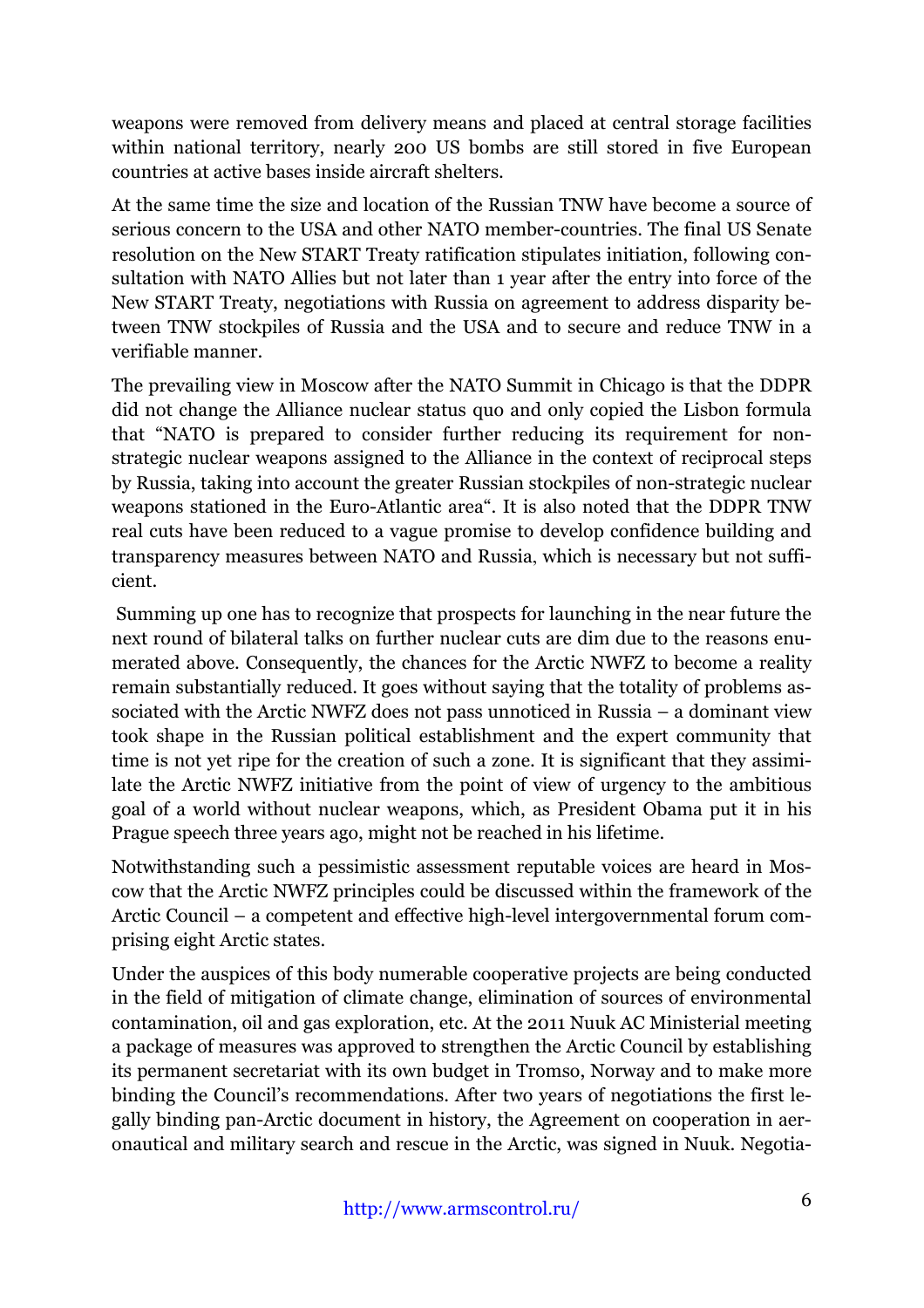weapons were removed from delivery means and placed at central storage facilities within national territory, nearly 200 US bombs are still stored in five European countries at active bases inside aircraft shelters.

At the same time the size and location of the Russian TNW have become a source of serious concern to the USA and other NATO member-countries. The final US Senate resolution on the New START Treaty ratification stipulates initiation, following consultation with NATO Allies but not later than 1 year after the entry into force of the New START Treaty, negotiations with Russia on agreement to address disparity between TNW stockpiles of Russia and the USA and to secure and reduce TNW in a verifiable manner.

The prevailing view in Moscow after the NATO Summit in Chicago is that the DDPR did not change the Alliance nuclear status quo and only copied the Lisbon formula that "NATO is prepared to consider further reducing its requirement for non-strategic nuclear weapons assigned to the Alliance in the context of reciprocal steps by Russia, taking into account the greater Russian stockpiles of non-strategic nuclear weapons stationed in the Euro-Atlantic area". It is also noted that the DDPR TNW real cuts have been reduced to a vague promise to develop confidence building and transparency measures between NATO and Russia, which is necessary but not sufficient.

Summing up one has to recognize that prospects for launching in the near future the next round of bilateral talks on further nuclear cuts are dim due to the reasons enumerated above. Consequently, the chances for the Arctic NWFZ to become a reality remain substantially reduced. It goes without saying that the totality of problems associated with the Arctic NWFZ does not pass unnoticed in Russia – a dominant view took shape in the Russian political establishment and the expert community that time is not yet ripe for the creation of such a zone. It is significant that they assimilate the Arctic NWFZ initiative from the point of view of urgency to the ambitious goal of a world without nuclear weapons, which, as President Obama put it in his Prague speech three years ago, might not be reached in his lifetime.

Notwithstanding such a pessimistic assessment reputable voices are heard in Moscow that the Arctic NWFZ principles could be discussed within the framework of the Arctic Council – a competent and effective high-level intergovernmental forum comprising eight Arctic states.

Under the auspices of this body numerable cooperative projects are being conducted in the field of mitigation of climate change, elimination of sources of environmental contamination, oil and gas exploration, etc. At the 2011 Nuuk AC Ministerial meeting a package of measures was approved to strengthen the Arctic Council by establishing its permanent secretariat with its own budget in Tromso, Norway and to make more binding the Council's recommendations. After two years of negotiations the first legally binding pan-Arctic document in history, the Agreement on cooperation in aeronautical and military search and rescue in the Arctic, was signed in Nuuk. Negotia-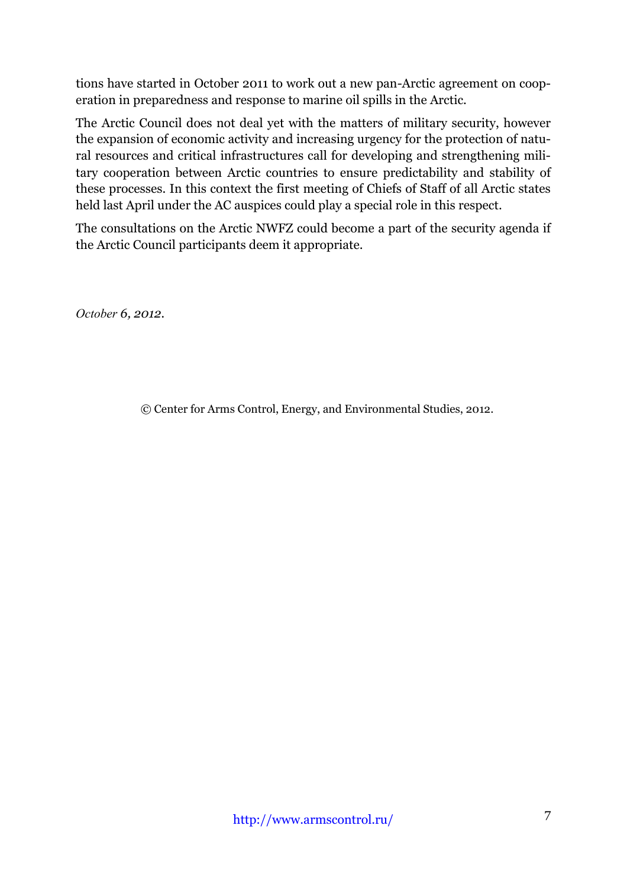tions have started in October 2011 to work out a new pan-Arctic agreement on cooperation in preparedness and response to marine oil spills in the Arctic.

The Arctic Council does not deal yet with the matters of military security, however the expansion of economic activity and increasing urgency for the protection of natural resources and critical infrastructures call for developing and strengthening military cooperation between Arctic countries to ensure predictability and stability of these processes. In this context the first meeting of Chiefs of Staff of all Arctic states held last April under the AC auspices could play a special role in this respect.

The consultations on the Arctic NWFZ could become a part of the security agenda if the Arctic Council participants deem it appropriate.

*October 6, 2012.*

© Center for Arms Control, Energy, and Environmental Studies, 2012.

http://www.armscontrol.ru/